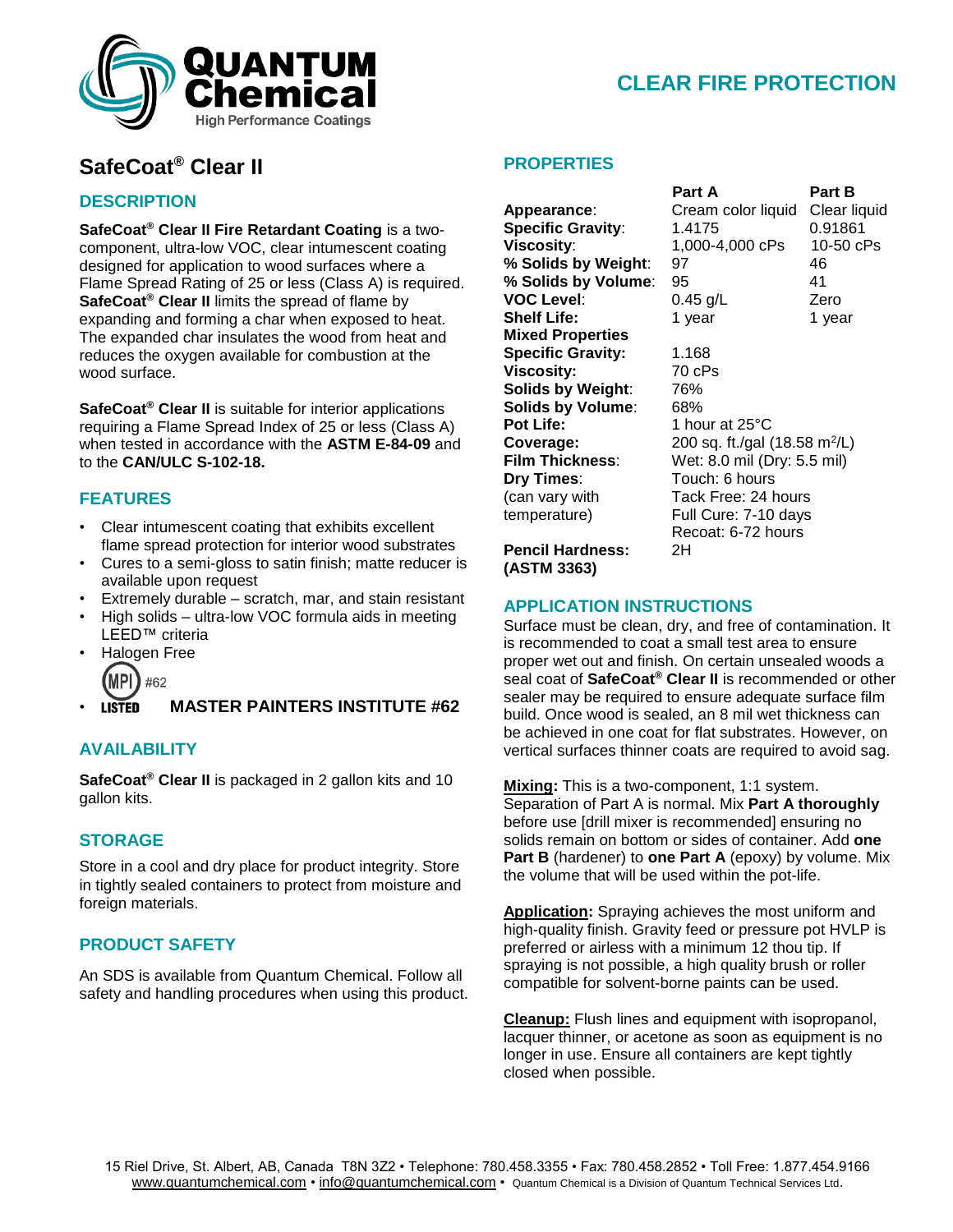# SafeCoat® Clear II

CLEAR FIRE PROTECTION

## DESCRIPTION

**SafeCoat® Clear II Fire Retardant Coating** is a two-component, ultra-low VOC, clear intumescent coating designed for application to wood surfaces where a Flame Spread Rating of 25 or less (Class A) is required. **SafeCoat® Clear II** limits the spread of flame by expanding and forming a char when exposed to heat. The expanded char insulates the wood from heat and reduces the oxygen available for combustion at the wood surface.

**SafeCoat® Clear II** is suitable for interior applications requiring a Flame Spread Index of 25 or less (Class A) when tested in accordance with the **ASTM E-84-09** and to the **CAN/ULC S-102-18.**

## FEATURES

- Clear intumescent coating that exhibits excellent flame spread protection for interior wood substrates
- Cures to a semi-gloss to satin finish; matte reducer is available upon request
- Extremely durable – scratch, mar, and stain resistant
- High solids – ultra-low VOC formula aids in meeting LEED™ criteria
- Halogen Free
- MPI #62 LISTED **MASTER PAINTERS INSTITUTE #62**

## AVAILABILITY

**SafeCoat® Clear II** is packaged in 2 gallon kits and 10 gallon kits.

## STORAGE

Store in a cool and dry place for product integrity. Store in tightly sealed containers to protect from moisture and foreign materials.

## PRODUCT SAFETY

An SDS is available from Quantum Chemical. Follow all safety and handling procedures when using this product.

## PROPERTIES

| | Part A | Part B |
|---|---|---|
| **Appearance**: | Cream color liquid | Clear liquid |
| **Specific Gravity**: | 1.4175 | 0.91861 |
| **Viscosity**: | 1,000-4,000 cPs | 10-50 cPs |
| **% Solids by Weight**: | 97 | 46 |
| **% Solids by Volume**: | 95 | 41 |
| **VOC Level**: | 0.45 g/L | Zero |
| **Shelf Life:** | 1 year | 1 year |

| **Mixed Properties** | |
|---|---|
| **Specific Gravity:** | 1.168 |
| **Viscosity:** | 70 cPs |
| **Solids by Weight**: | 76% |
| **Solids by Volume**: | 68% |
| **Pot Life:** | 1 hour at 25°C |
| **Coverage:** | 200 sq. ft./gal (18.58 m²/L) |
| **Film Thickness**: | Wet: 8.0 mil (Dry: 5.5 mil) |
| **Dry Times**: (can vary with temperature) | Touch: 6 hours<br>Tack Free: 24 hours<br>Full Cure: 7-10 days<br>Recoat: 6-72 hours |
| **Pencil Hardness: (ASTM 3363)** | 2H |

## APPLICATION INSTRUCTIONS

Surface must be clean, dry, and free of contamination. It is recommended to coat a small test area to ensure proper wet out and finish. On certain unsealed woods a seal coat of **SafeCoat® Clear II** is recommended or other sealer may be required to ensure adequate surface film build. Once wood is sealed, an 8 mil wet thickness can be achieved in one coat for flat substrates. However, on vertical surfaces thinner coats are required to avoid sag.

**Mixing:** This is a two-component, 1:1 system. Separation of Part A is normal. Mix **Part A thoroughly** before use [drill mixer is recommended] ensuring no solids remain on bottom or sides of container. Add **one Part B** (hardener) to **one Part A** (epoxy) by volume. Mix the volume that will be used within the pot-life.

**Application:** Spraying achieves the most uniform and high-quality finish. Gravity feed or pressure pot HVLP is preferred or airless with a minimum 12 thou tip. If spraying is not possible, a high quality brush or roller compatible for solvent-borne paints can be used.

**Cleanup:** Flush lines and equipment with isopropanol, lacquer thinner, or acetone as soon as equipment is no longer in use. Ensure all containers are kept tightly closed when possible.

15 Riel Drive, St. Albert, AB, Canada T8N 3Z2 • Telephone: 780.458.3355 • Fax: 780.458.2852 • Toll Free: 1.877.454.9166
www.quantumchemical.com • info@quantumchemical.com • Quantum Chemical is a Division of Quantum Technical Services Ltd.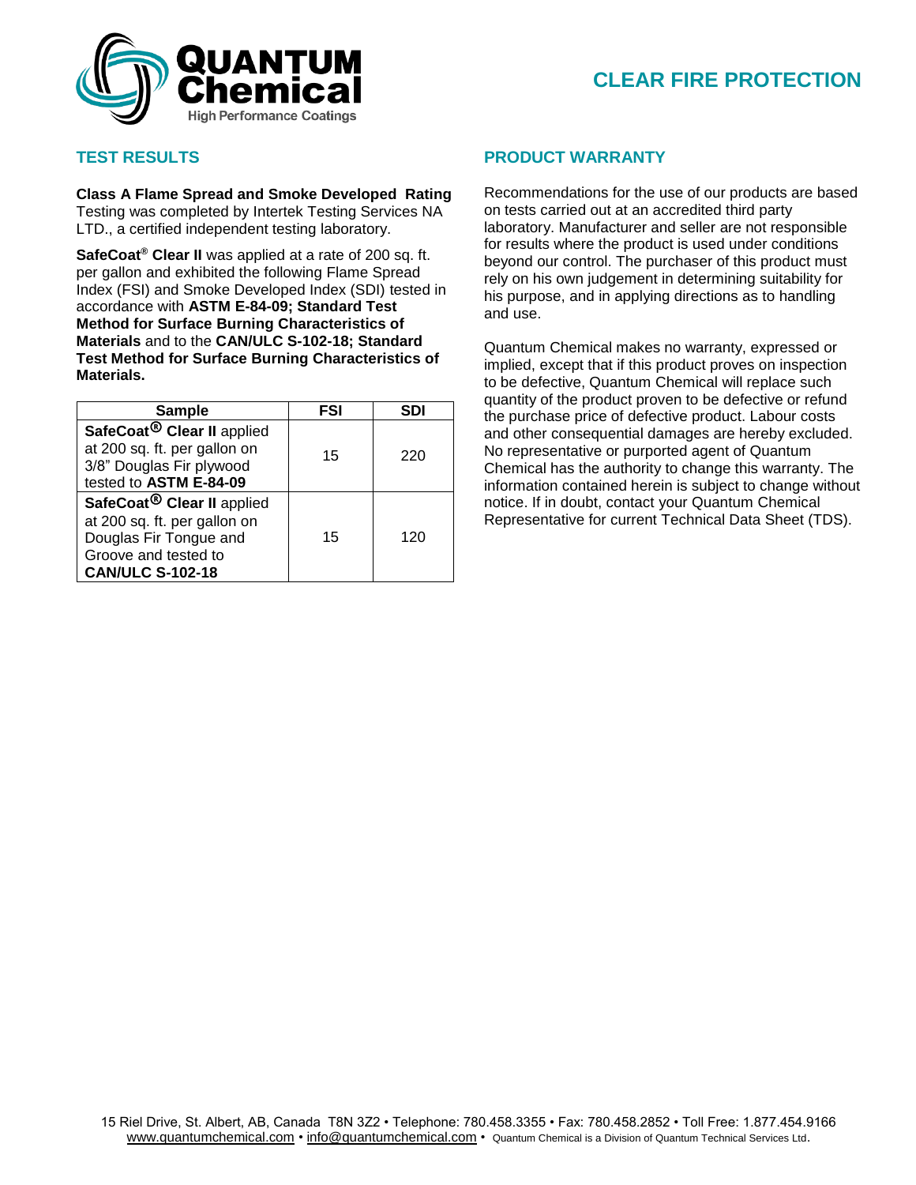# CLEAR FIRE PROTECTION

## TEST RESULTS

**Class A Flame Spread and Smoke Developed Rating**
Testing was completed by Intertek Testing Services NA LTD., a certified independent testing laboratory.

**SafeCoat® Clear II** was applied at a rate of 200 sq. ft. per gallon and exhibited the following Flame Spread Index (FSI) and Smoke Developed Index (SDI) tested in accordance with **ASTM E-84-09; Standard Test Method for Surface Burning Characteristics of Materials** and to the **CAN/ULC S-102-18; Standard Test Method for Surface Burning Characteristics of Materials.**

| Sample | FSI | SDI |
|---|---|---|
| **SafeCoat® Clear II** applied at 200 sq. ft. per gallon on 3/8" Douglas Fir plywood tested to **ASTM E-84-09** | 15 | 220 |
| **SafeCoat® Clear II** applied at 200 sq. ft. per gallon on Douglas Fir Tongue and Groove and tested to **CAN/ULC S-102-18** | 15 | 120 |

## PRODUCT WARRANTY

Recommendations for the use of our products are based on tests carried out at an accredited third party laboratory. Manufacturer and seller are not responsible for results where the product is used under conditions beyond our control. The purchaser of this product must rely on his own judgement in determining suitability for his purpose, and in applying directions as to handling and use.

Quantum Chemical makes no warranty, expressed or implied, except that if this product proves on inspection to be defective, Quantum Chemical will replace such quantity of the product proven to be defective or refund the purchase price of defective product. Labour costs and other consequential damages are hereby excluded. No representative or purported agent of Quantum Chemical has the authority to change this warranty. The information contained herein is subject to change without notice. If in doubt, contact your Quantum Chemical Representative for current Technical Data Sheet (TDS).